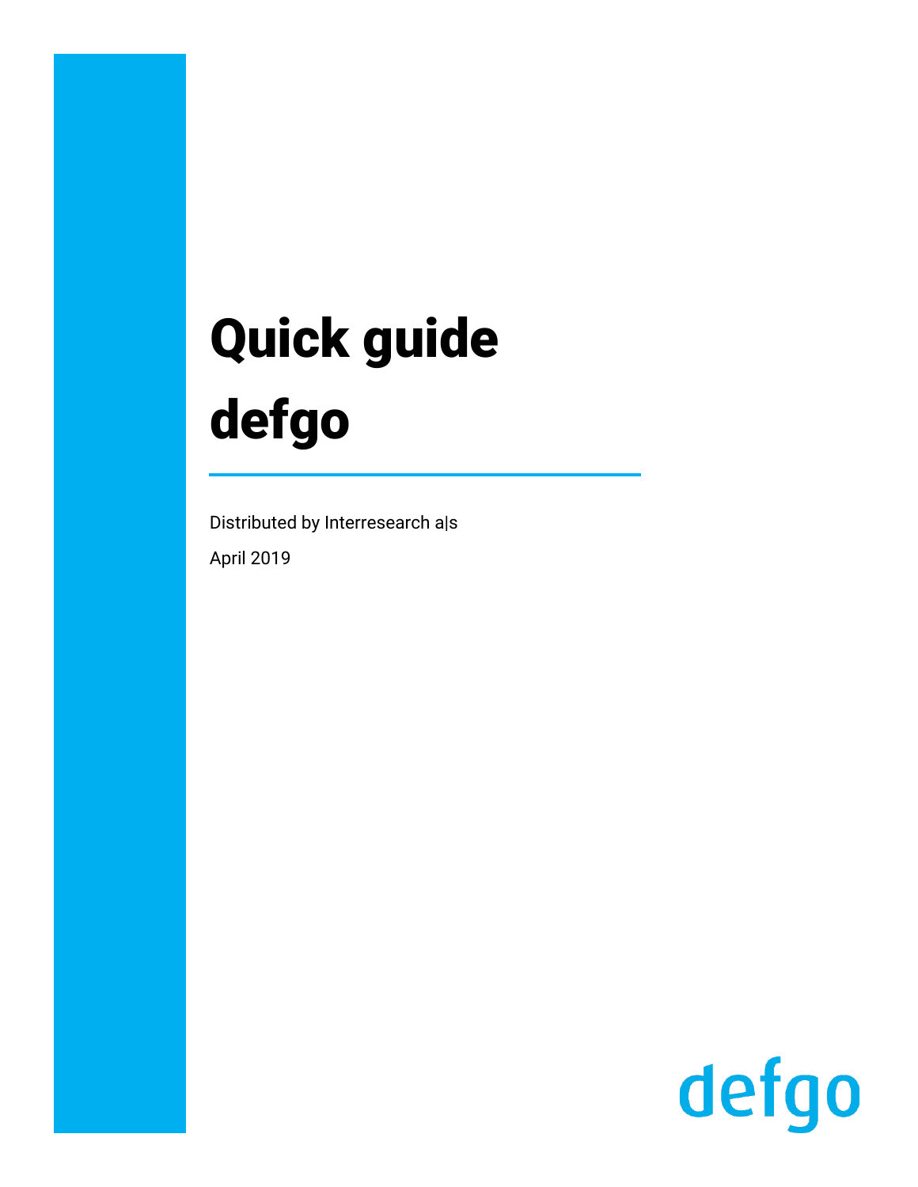# Quick guide defgo

Distributed by Interresearch a|s

April 2019

defgo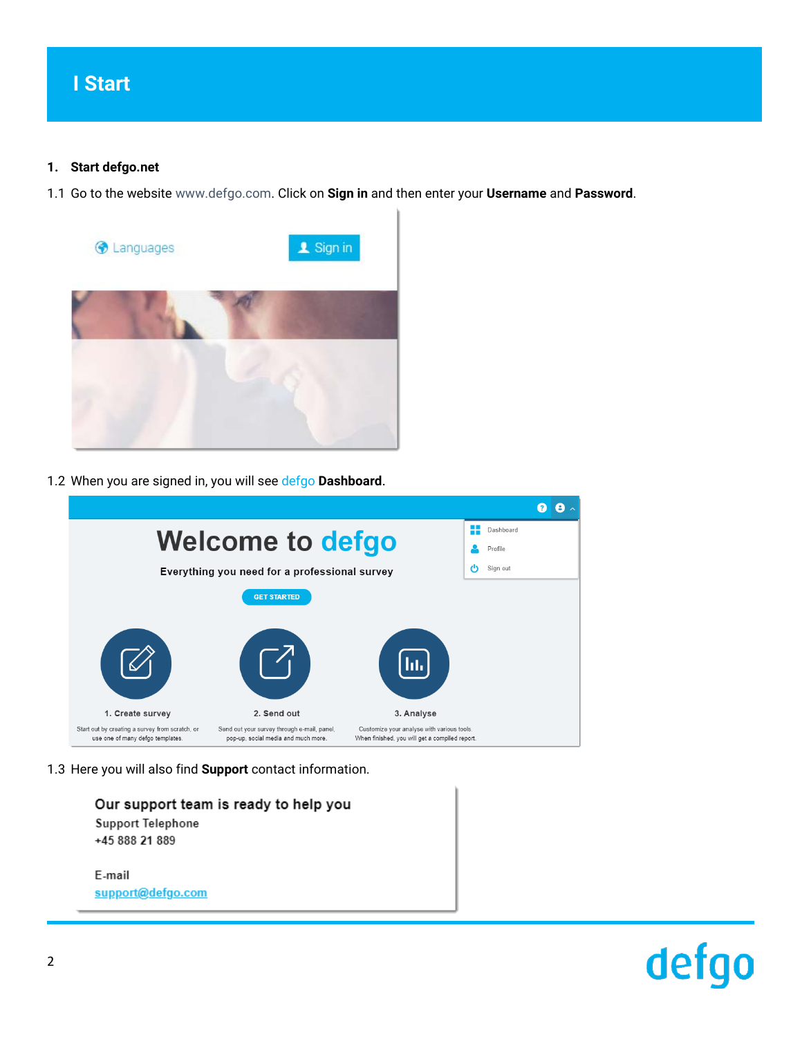# I Start

**1. Start defgo.net**

1.1 Go to the website www.defgo.com. Click on **Sign in** and then enter your **Username** and **Password**.

1.2 When you are signed in, you will see defgo **Dashboard**.

1.3 Here you will also find **Support** contact information.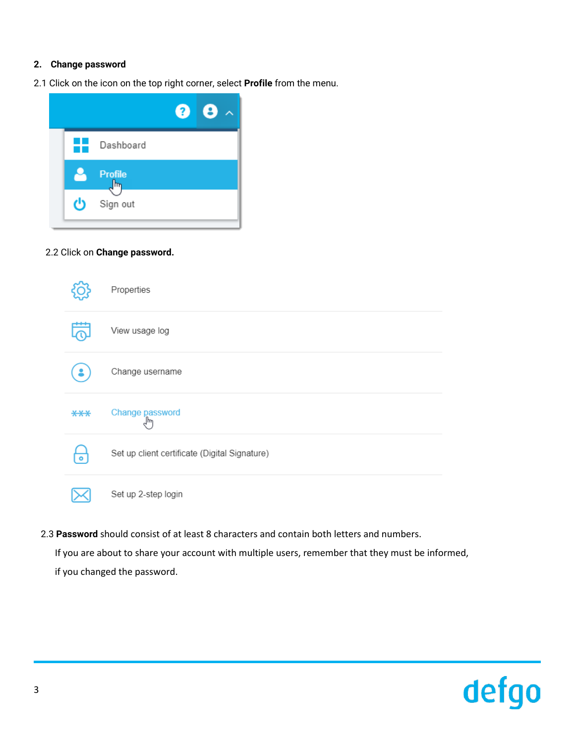## 2. Change password

2.1 Click on the icon on the top right corner, select **Profile** from the menu.

2.2 Click on **Change password.**

2.3 **Password** should consist of at least 8 characters and contain both letters and numbers.

If you are about to share your account with multiple users, remember that they must be informed, if you changed the password.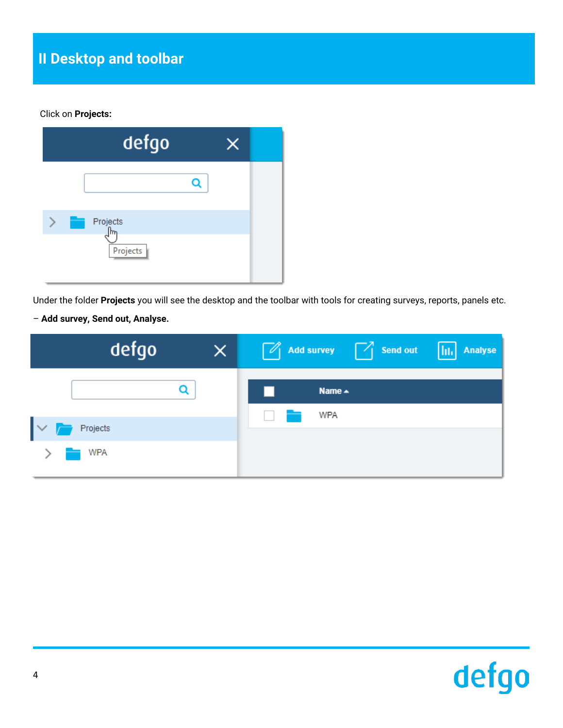# II Desktop and toolbar

Click on **Projects:**

Under the folder **Projects** you will see the desktop and the toolbar with tools for creating surveys, reports, panels etc.

– **Add survey, Send out, Analyse.**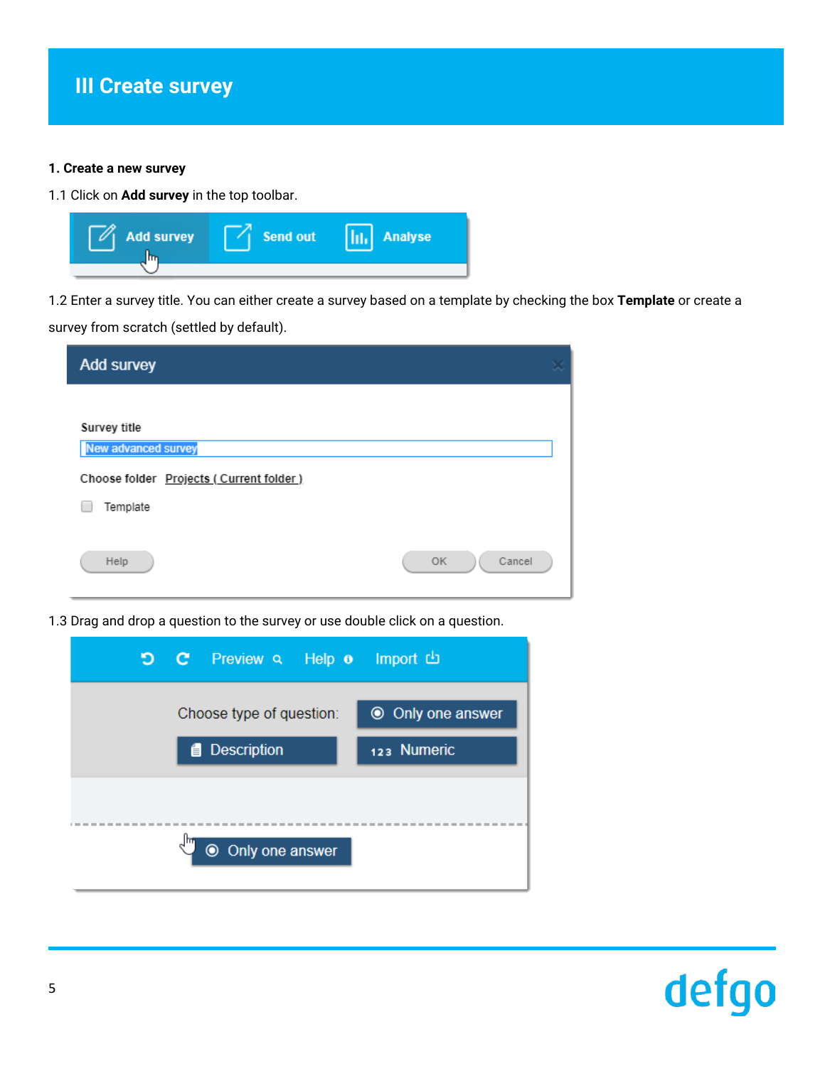# III Create survey

**1. Create a new survey**

1.1 Click on **Add survey** in the top toolbar.

1.2 Enter a survey title. You can either create a survey based on a template by checking the box **Template** or create a survey from scratch (settled by default).

1.3 Drag and drop a question to the survey or use double click on a question.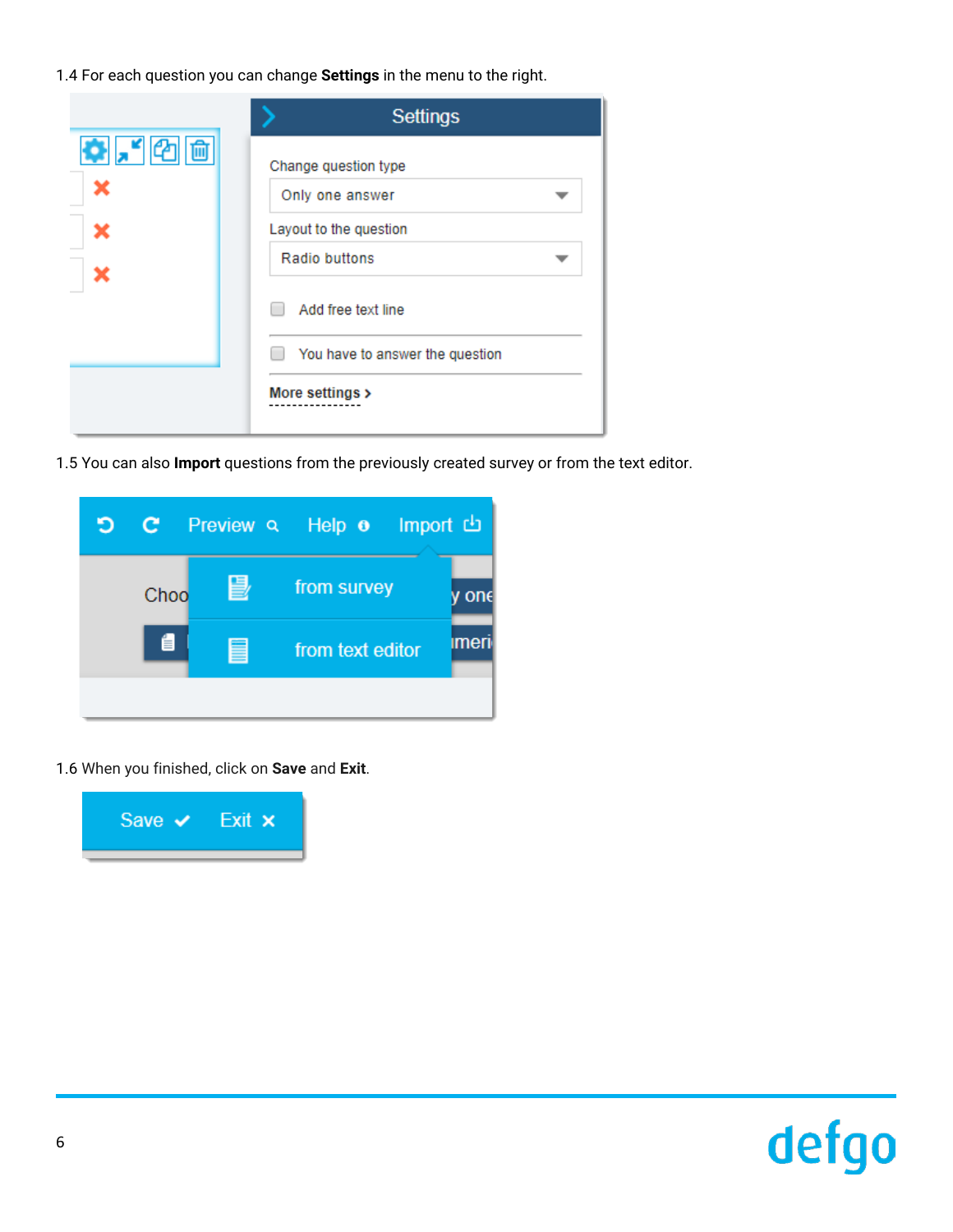1.4 For each question you can change **Settings** in the menu to the right.

1.5 You can also **Import** questions from the previously created survey or from the text editor.

1.6 When you finished, click on **Save** and **Exit**.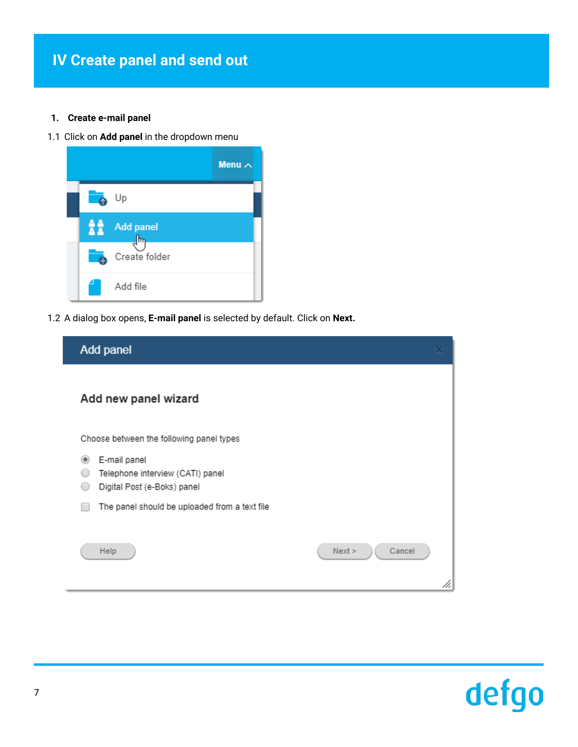# IV Create panel and send out

1. **Create e-mail panel**

1.1 Click on **Add panel** in the dropdown menu

1.2 A dialog box opens, **E-mail panel** is selected by default. Click on **Next.**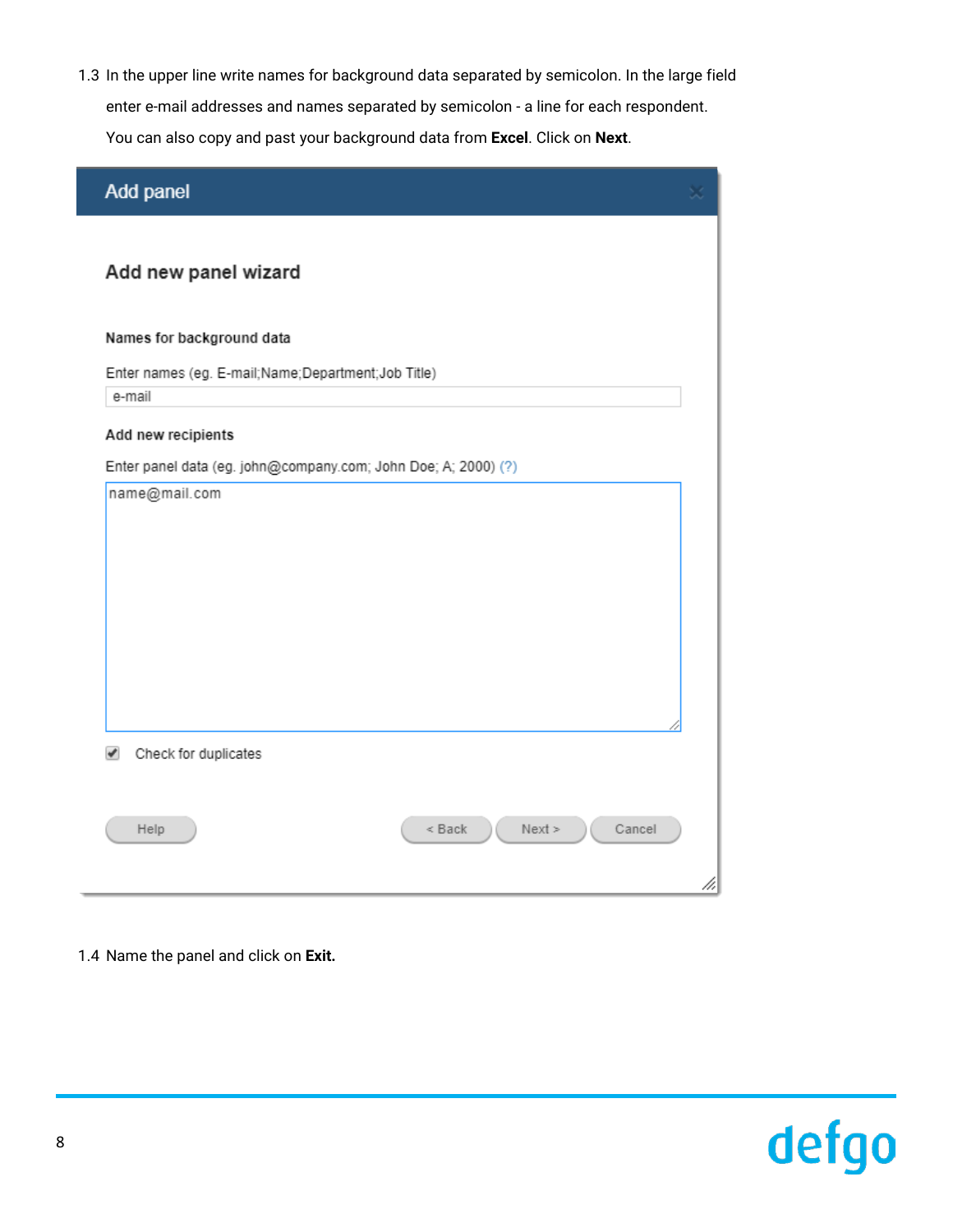1.3 In the upper line write names for background data separated by semicolon. In the large field enter e-mail addresses and names separated by semicolon - a line for each respondent. You can also copy and past your background data from **Excel**. Click on **Next**.

Add panel

Add new panel wizard

Names for background data

Enter names (eg. E-mail;Name;Department;Job Title)

e-mail

Add new recipients

Enter panel data (eg. john@company.com; John Doe; A; 2000) (?)

name@mail.com

Check for duplicates

Help | < Back | Next > | Cancel

1.4 Name the panel and click on **Exit.**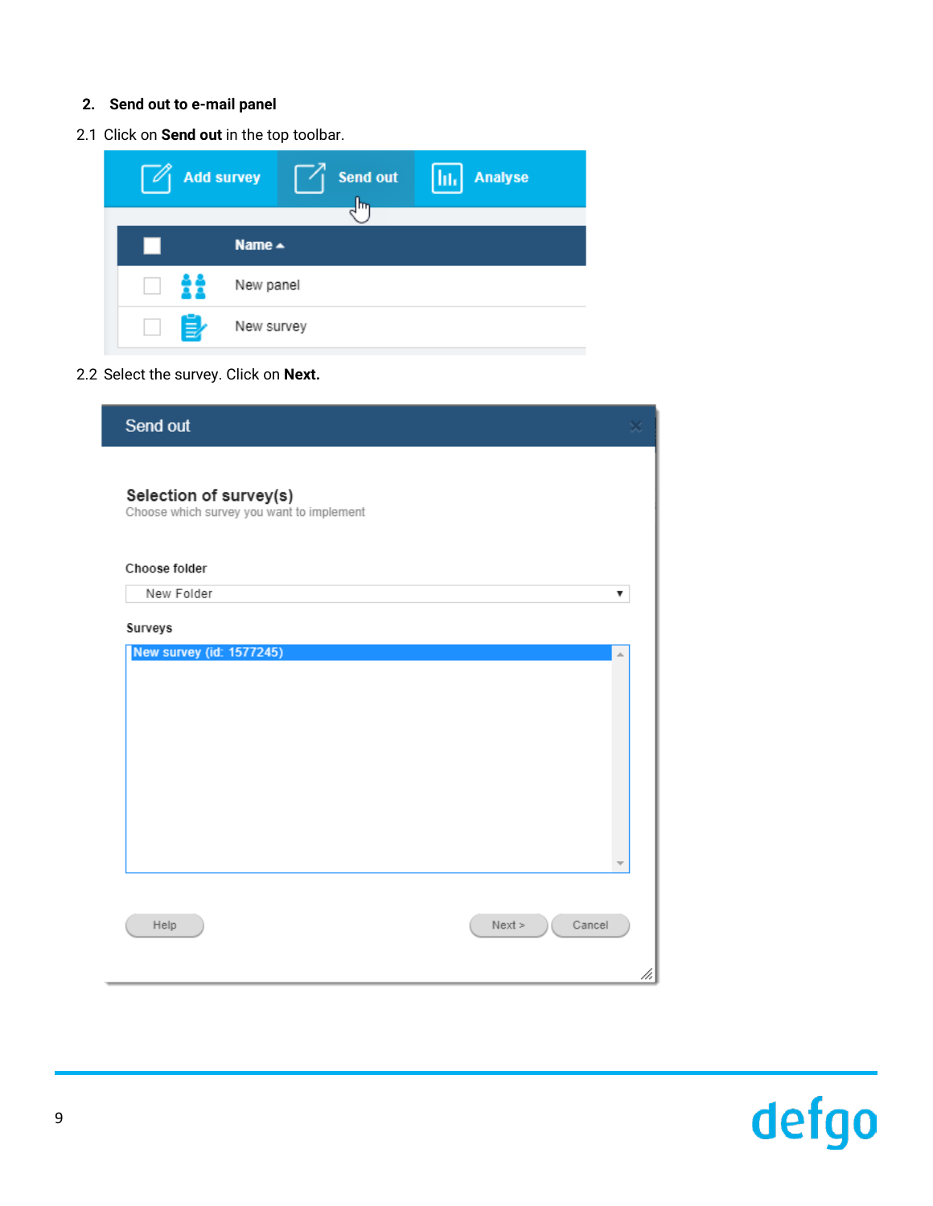## 2. Send out to e-mail panel

2.1 Click on **Send out** in the top toolbar.

2.2 Select the survey. Click on **Next.**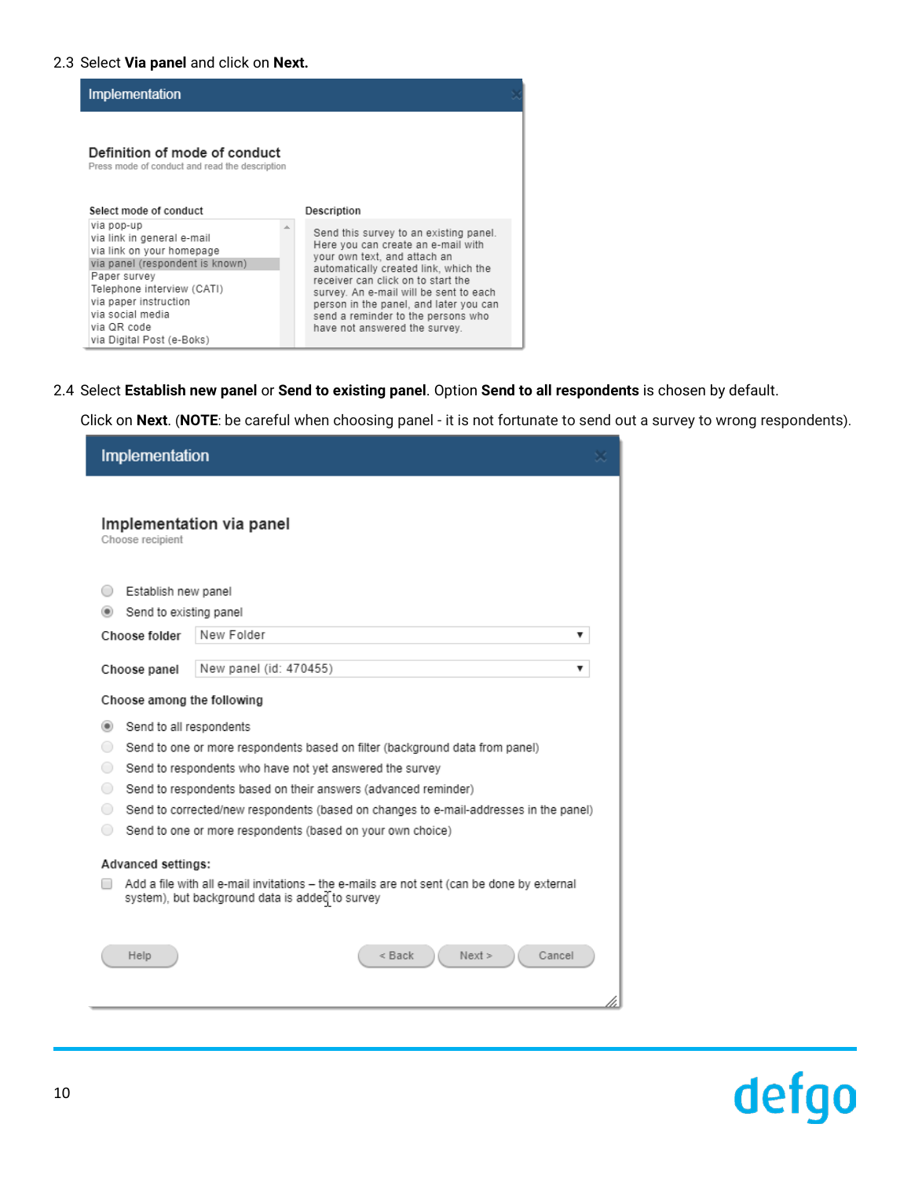2.3 Select **Via panel** and click on **Next.**

2.4 Select **Establish new panel** or **Send to existing panel**. Option **Send to all respondents** is chosen by default.

Click on **Next**. (**NOTE**: be careful when choosing panel - it is not fortunate to send out a survey to wrong respondents).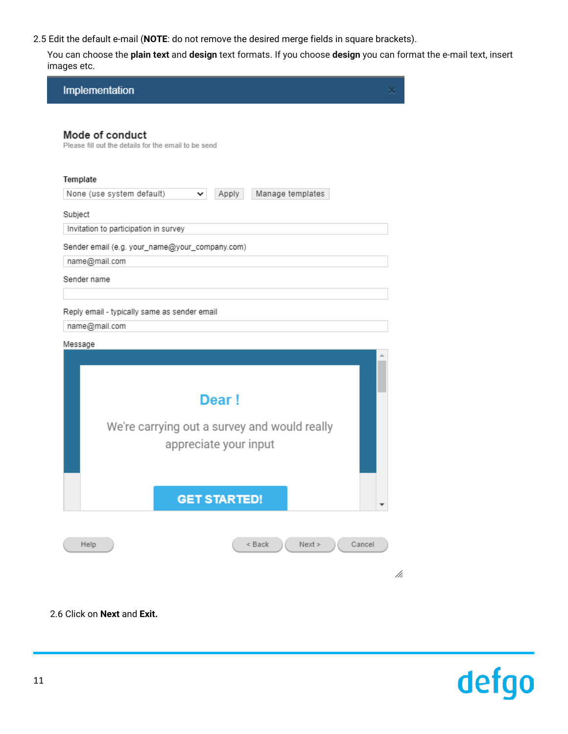2.5 Edit the default e-mail (**NOTE**: do not remove the desired merge fields in square brackets).

You can choose the **plain text** and **design** text formats. If you choose **design** you can format the e-mail text, insert images etc.

Implementation

**Mode of conduct**

Please fill out the details for the email to be send

Template

None (use system default) | Apply | Manage templates

Subject

Invitation to participation in survey

Sender email (e.g. your_name@your_company.com)

name@mail.com

Sender name

Reply email - typically same as sender email

name@mail.com

Message

Dear !

We're carrying out a survey and would really appreciate your input

GET STARTED!

Help | < Back | Next > | Cancel

2.6 Click on **Next** and **Exit.**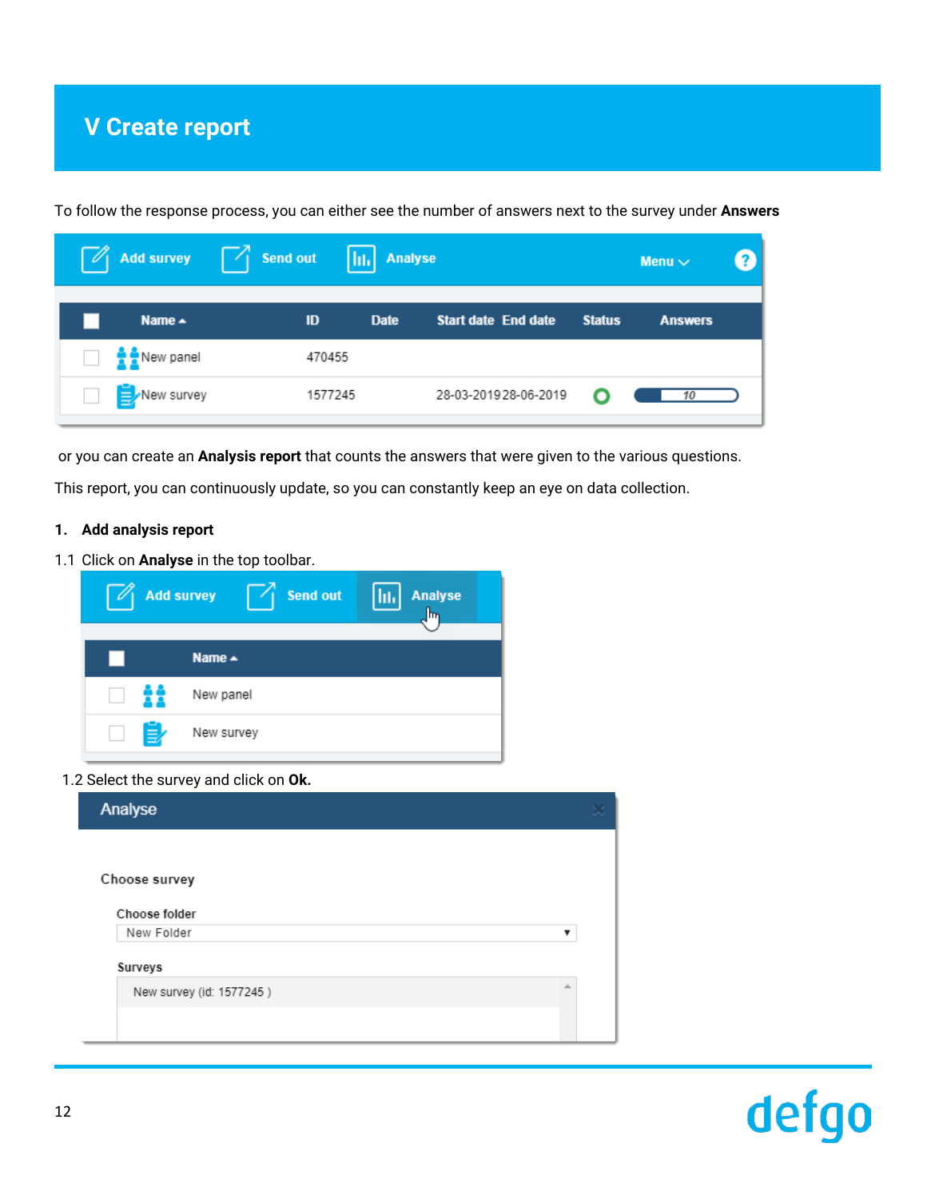# V Create report

To follow the response process, you can either see the number of answers next to the survey under **Answers**

or you can create an **Analysis report** that counts the answers that were given to the various questions.

This report, you can continuously update, so you can constantly keep an eye on data collection.

## 1. Add analysis report

1.1 Click on **Analyse** in the top toolbar.

1.2 Select the survey and click on **Ok.**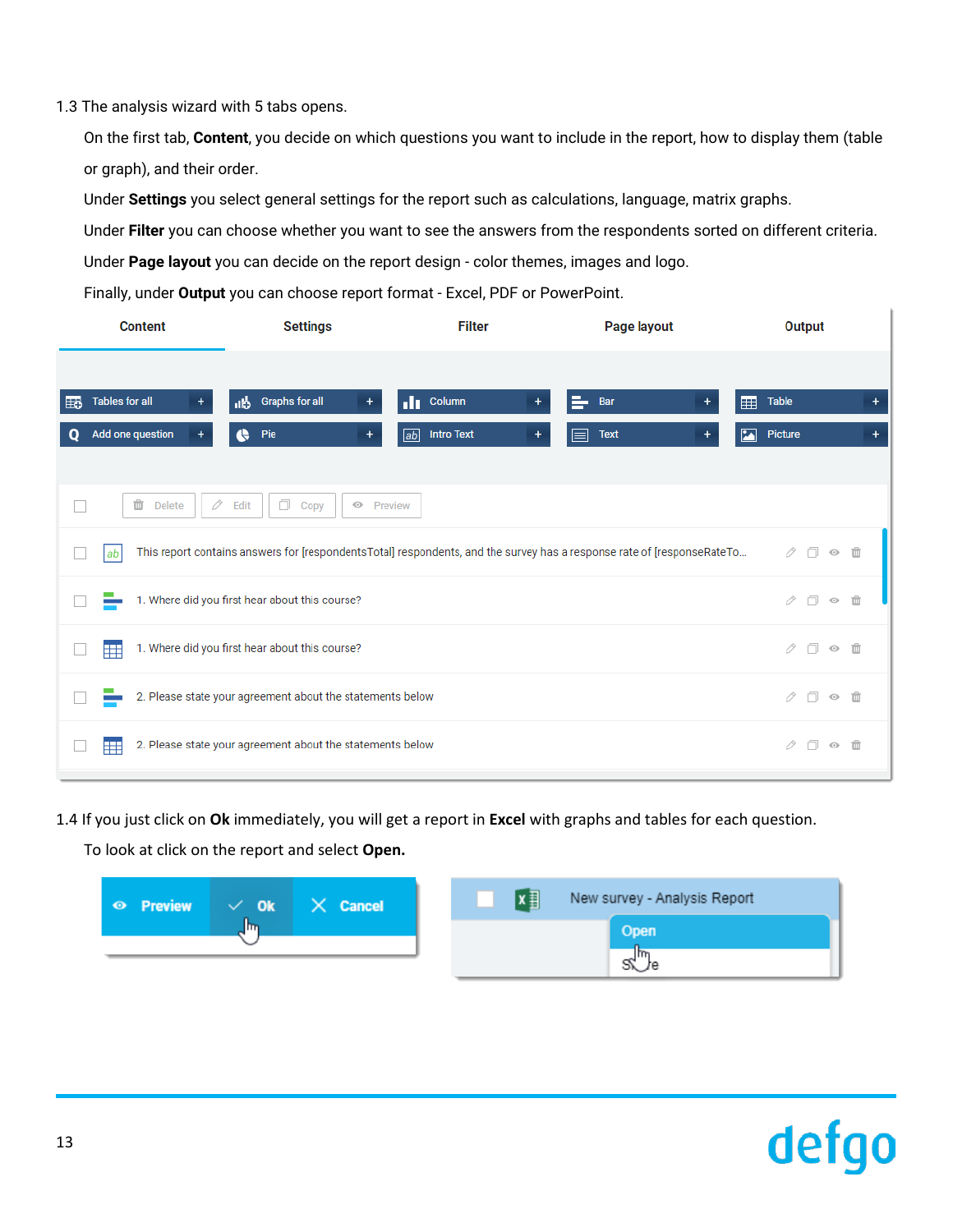1.3 The analysis wizard with 5 tabs opens.

On the first tab, **Content**, you decide on which questions you want to include in the report, how to display them (table or graph), and their order.

Under **Settings** you select general settings for the report such as calculations, language, matrix graphs.

Under **Filter** you can choose whether you want to see the answers from the respondents sorted on different criteria.

Under **Page layout** you can decide on the report design - color themes, images and logo.

Finally, under **Output** you can choose report format - Excel, PDF or PowerPoint.

1.4 If you just click on **Ok** immediately, you will get a report in **Excel** with graphs and tables for each question.

To look at click on the report and select **Open.**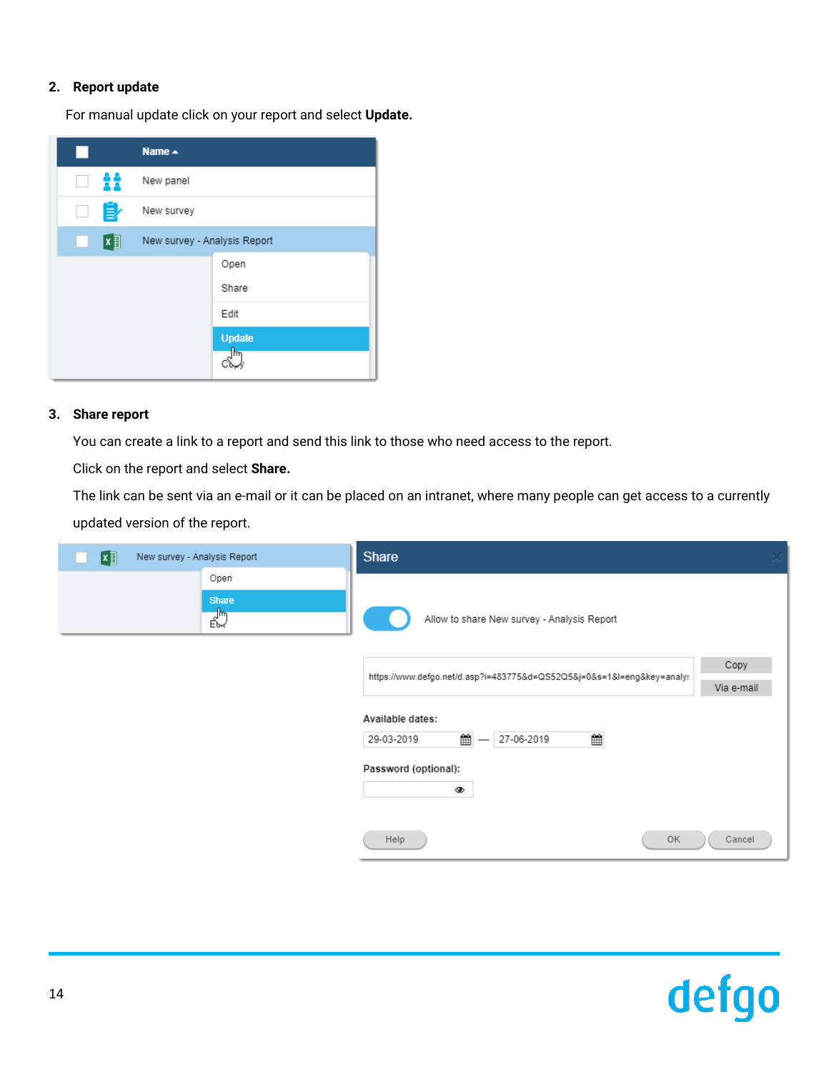2. **Report update**

For manual update click on your report and select **Update.**

3. **Share report**

You can create a link to a report and send this link to those who need access to the report.

Click on the report and select **Share.**

The link can be sent via an e-mail or it can be placed on an intranet, where many people can get access to a currently updated version of the report.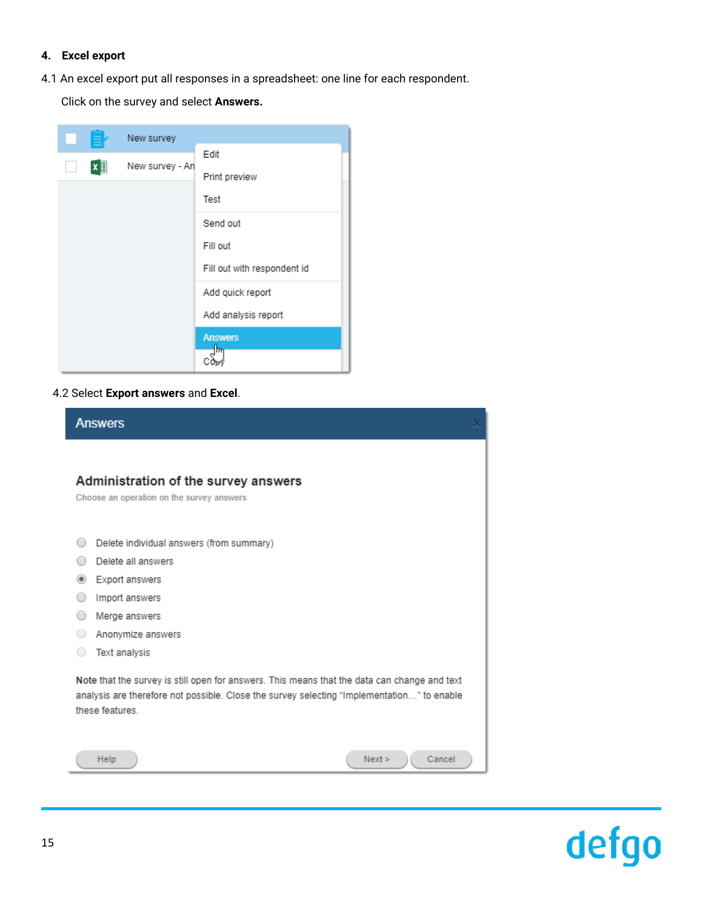## 4. Excel export

4.1 An excel export put all responses in a spreadsheet: one line for each respondent.

Click on the survey and select **Answers.**

4.2 Select **Export answers** and **Excel**.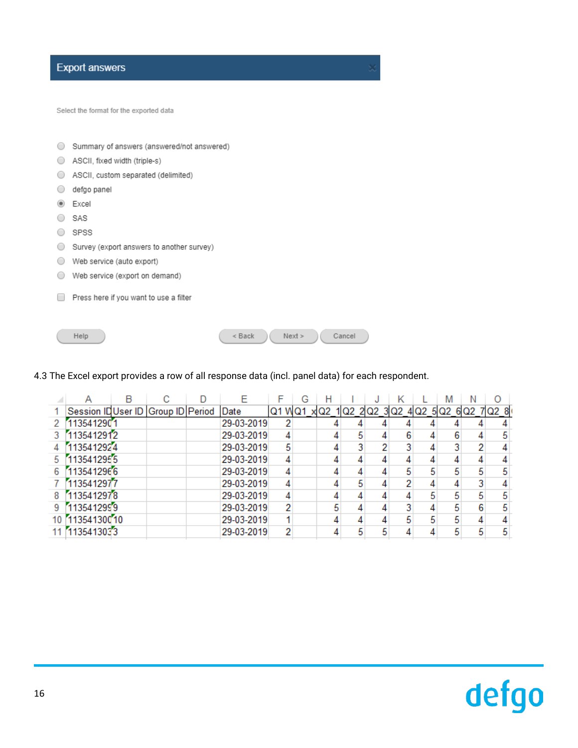**Export answers**

Select the format for the exported data

- ○ Summary of answers (answered/not answered)
- ○ ASCII, fixed width (triple-s)
- ○ ASCII, custom separated (delimited)
- ○ defgo panel
- ◉ Excel
- ○ SAS
- ○ SPSS
- ○ Survey (export answers to another survey)
- ○ Web service (auto export)
- ○ Web service (export on demand)

☐ Press here if you want to use a filter

Help | < Back | Next > | Cancel

4.3 The Excel export provides a row of all response data (incl. panel data) for each respondent.

| | A | B | C | D | E | F | G | H | I | J | K | L | M | N | O |
|---|---|---|---|---|---|---|---|---|---|---|---|---|---|---|---|
| 1 | Session ID | User ID | Group ID | Period | Date | Q1 W | Q1_x | Q2_1 | Q2_2 | Q2_3 | Q2_4 | Q2_5 | Q2_6 | Q2_7 | Q2_8 |
| 2 | 113541290 | 1 | | | 29-03-2019 | 2 | | 4 | 4 | 4 | 4 | 4 | 4 | 4 | 4 |
| 3 | 113541291 | 2 | | | 29-03-2019 | 4 | | 4 | 5 | 4 | 6 | 4 | 6 | 4 | 5 |
| 4 | 113541292 | 4 | | | 29-03-2019 | 5 | | 4 | 3 | 2 | 3 | 4 | 3 | 2 | 4 |
| 5 | 113541295 | 5 | | | 29-03-2019 | 4 | | 4 | 4 | 4 | 4 | 4 | 4 | 4 | 4 |
| 6 | 113541296 | 6 | | | 29-03-2019 | 4 | | 4 | 4 | 4 | 5 | 5 | 5 | 5 | 5 |
| 7 | 113541297 | 7 | | | 29-03-2019 | 4 | | 4 | 5 | 4 | 2 | 4 | 4 | 3 | 4 |
| 8 | 113541297 | 8 | | | 29-03-2019 | 4 | | 4 | 4 | 4 | 4 | 5 | 5 | 5 | 5 |
| 9 | 113541299 | 9 | | | 29-03-2019 | 2 | | 5 | 4 | 4 | 3 | 4 | 5 | 6 | 5 |
| 10 | 113541300 | 10 | | | 29-03-2019 | 1 | | 4 | 4 | 4 | 5 | 5 | 5 | 4 | 4 |
| 11 | 113541303 | 3 | | | 29-03-2019 | 2 | | 4 | 5 | 5 | 4 | 4 | 5 | 5 | 5 |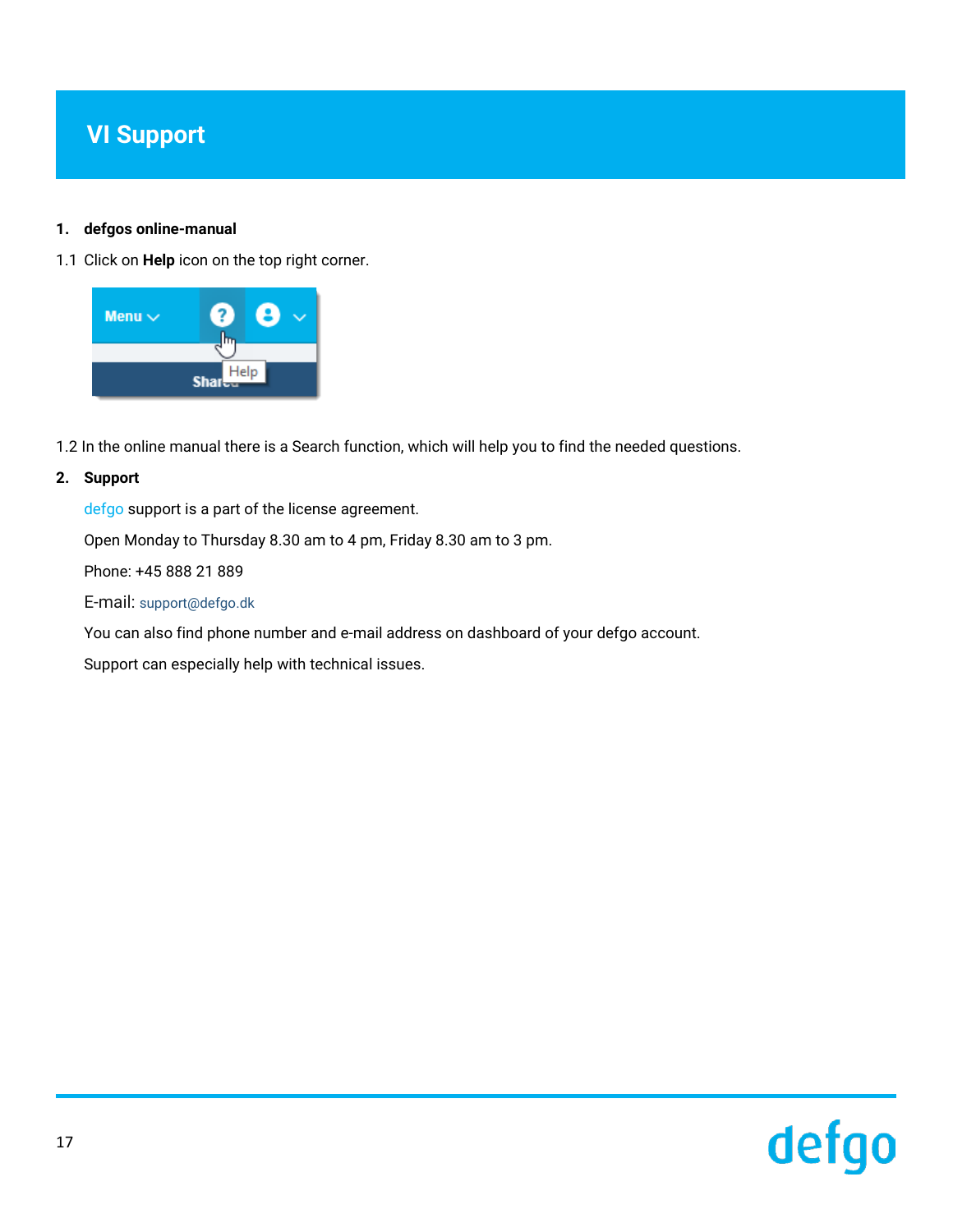# VI Support

1. **defgos online-manual**

1.1 Click on **Help** icon on the top right corner.

1.2 In the online manual there is a Search function, which will help you to find the needed questions.

2. **Support**

   defgo support is a part of the license agreement.

   Open Monday to Thursday 8.30 am to 4 pm, Friday 8.30 am to 3 pm.

   Phone: +45 888 21 889

   E-mail: support@defgo.dk

   You can also find phone number and e-mail address on dashboard of your defgo account.

   Support can especially help with technical issues.